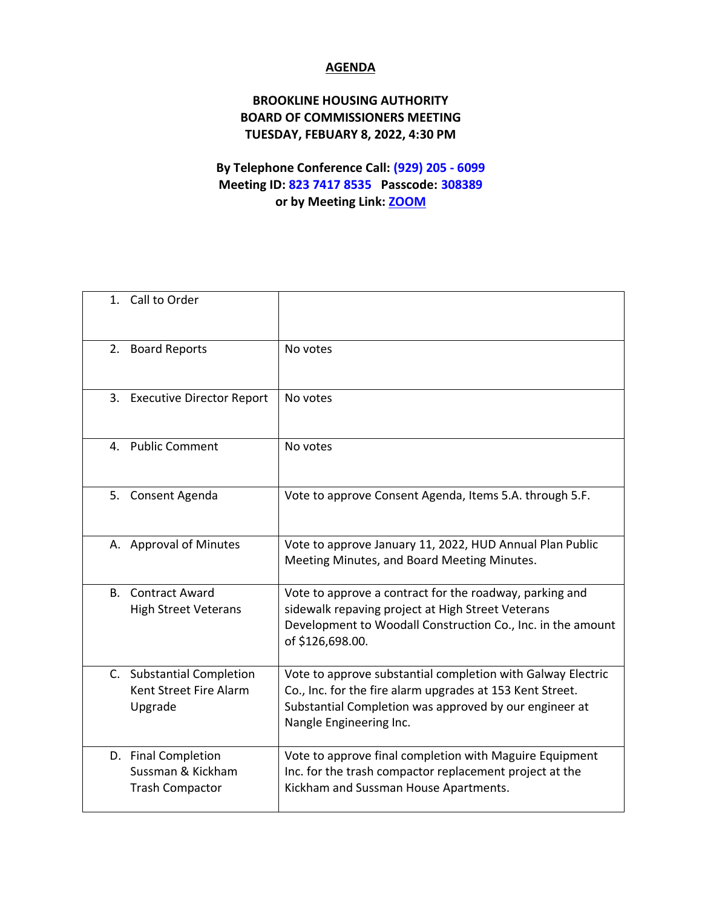# AGENDA

**BROOKLINE HOUSING AUTHORITY**
**BOARD OF COMMISSIONERS MEETING**
**TUESDAY, FEBUARY 8, 2022, 4:30 PM**

**By Telephone Conference Call: (929) 205 - 6099**
**Meeting ID: 823 7417 8535 Passcode: 308389**
**or by Meeting Link: ZOOM**

| | |
|---|---|
| 1. Call to Order | |
| 2. Board Reports | No votes |
| 3. Executive Director Report | No votes |
| 4. Public Comment | No votes |
| 5. Consent Agenda | Vote to approve Consent Agenda, Items 5.A. through 5.F. |
| A. Approval of Minutes | Vote to approve January 11, 2022, HUD Annual Plan Public Meeting Minutes, and Board Meeting Minutes. |
| B. Contract Award High Street Veterans | Vote to approve a contract for the roadway, parking and sidewalk repaving project at High Street Veterans Development to Woodall Construction Co., Inc. in the amount of $126,698.00. |
| C. Substantial Completion Kent Street Fire Alarm Upgrade | Vote to approve substantial completion with Galway Electric Co., Inc. for the fire alarm upgrades at 153 Kent Street. Substantial Completion was approved by our engineer at Nangle Engineering Inc. |
| D. Final Completion Sussman & Kickham Trash Compactor | Vote to approve final completion with Maguire Equipment Inc. for the trash compactor replacement project at the Kickham and Sussman House Apartments. |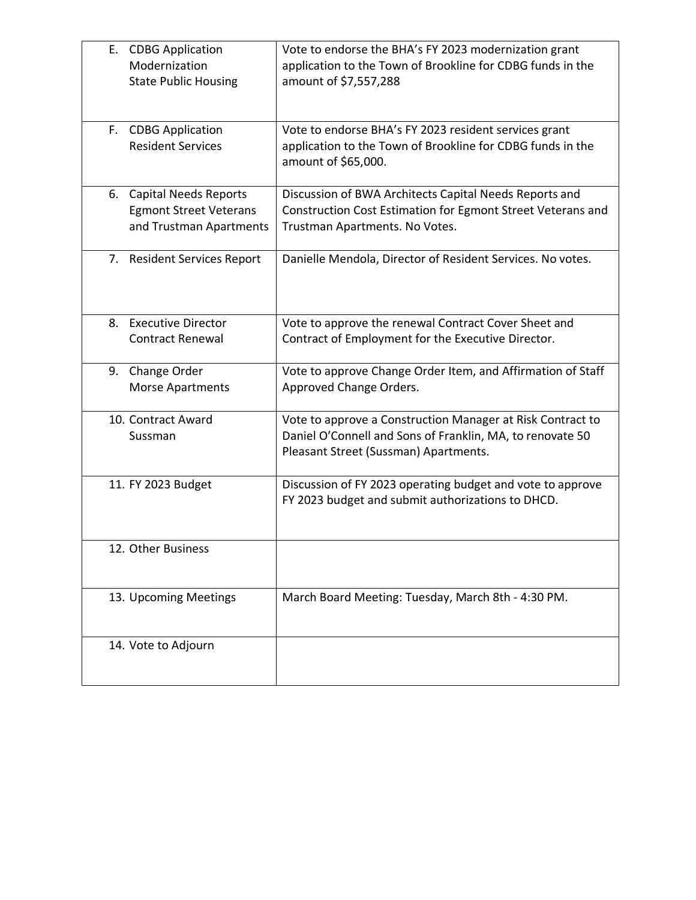| | |
|---|---|
| E. CDBG Application Modernization State Public Housing | Vote to endorse the BHA's FY 2023 modernization grant application to the Town of Brookline for CDBG funds in the amount of $7,557,288 |
| F. CDBG Application Resident Services | Vote to endorse BHA's FY 2023 resident services grant application to the Town of Brookline for CDBG funds in the amount of $65,000. |
| 6. Capital Needs Reports Egmont Street Veterans and Trustman Apartments | Discussion of BWA Architects Capital Needs Reports and Construction Cost Estimation for Egmont Street Veterans and Trustman Apartments. No Votes. |
| 7. Resident Services Report | Danielle Mendola, Director of Resident Services. No votes. |
| 8. Executive Director Contract Renewal | Vote to approve the renewal Contract Cover Sheet and Contract of Employment for the Executive Director. |
| 9. Change Order Morse Apartments | Vote to approve Change Order Item, and Affirmation of Staff Approved Change Orders. |
| 10. Contract Award Sussman | Vote to approve a Construction Manager at Risk Contract to Daniel O'Connell and Sons of Franklin, MA, to renovate 50 Pleasant Street (Sussman) Apartments. |
| 11. FY 2023 Budget | Discussion of FY 2023 operating budget and vote to approve FY 2023 budget and submit authorizations to DHCD. |
| 12. Other Business | |
| 13. Upcoming Meetings | March Board Meeting: Tuesday, March 8th - 4:30 PM. |
| 14. Vote to Adjourn | |